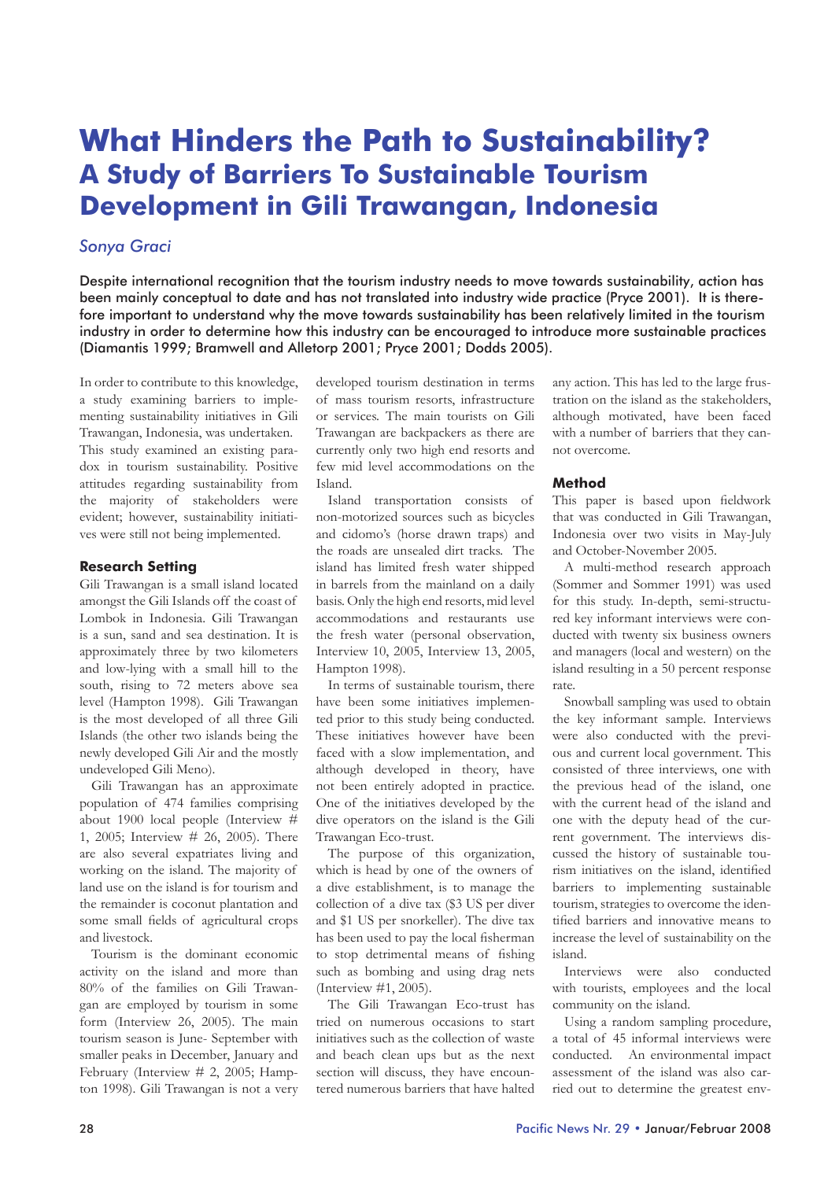# What Hinders the Path to Sustainability?

## A Study of Barriers To Sustainable Tourism Development in Gili Trawangan, Indonesia

*Sonya Graci*

Despite international recognition that the tourism industry needs to move towards sustainability, action has been mainly conceptual to date and has not translated into industry wide practice (Pryce 2001). It is therefore important to understand why the move towards sustainability has been relatively limited in the tourism industry in order to determine how this industry can be encouraged to introduce more sustainable practices (Diamantis 1999; Bramwell and Alletorp 2001; Pryce 2001; Dodds 2005).

In order to contribute to this knowledge, a study examining barriers to implementing sustainability initiatives in Gili Trawangan, Indonesia, was undertaken. This study examined an existing paradox in tourism sustainability. Positive attitudes regarding sustainability from the majority of stakeholders were evident; however, sustainability initiatives were still not being implemented.

### Research Setting

Gili Trawangan is a small island located amongst the Gili Islands off the coast of Lombok in Indonesia. Gili Trawangan is a sun, sand and sea destination. It is approximately three by two kilometers and low-lying with a small hill to the south, rising to 72 meters above sea level (Hampton 1998). Gili Trawangan is the most developed of all three Gili Islands (the other two islands being the newly developed Gili Air and the mostly undeveloped Gili Meno).

Gili Trawangan has an approximate population of 474 families comprising about 1900 local people (Interview # 1, 2005; Interview # 26, 2005). There are also several expatriates living and working on the island. The majority of land use on the island is for tourism and the remainder is coconut plantation and some small fields of agricultural crops and livestock.

Tourism is the dominant economic activity on the island and more than 80% of the families on Gili Trawangan are employed by tourism in some form (Interview 26, 2005). The main tourism season is June- September with smaller peaks in December, January and February (Interview # 2, 2005; Hampton 1998). Gili Trawangan is not a very developed tourism destination in terms of mass tourism resorts, infrastructure or services. The main tourists on Gili Trawangan are backpackers as there are currently only two high end resorts and few mid level accommodations on the Island.

Island transportation consists of non-motorized sources such as bicycles and cidomo's (horse drawn traps) and the roads are unsealed dirt tracks. The island has limited fresh water shipped in barrels from the mainland on a daily basis. Only the high end resorts, mid level accommodations and restaurants use the fresh water (personal observation, Interview 10, 2005, Interview 13, 2005, Hampton 1998).

In terms of sustainable tourism, there have been some initiatives implemented prior to this study being conducted. These initiatives however have been faced with a slow implementation, and although developed in theory, have not been entirely adopted in practice. One of the initiatives developed by the dive operators on the island is the Gili Trawangan Eco-trust.

The purpose of this organization, which is head by one of the owners of a dive establishment, is to manage the collection of a dive tax ($3 US per diver and $1 US per snorkeller). The dive tax has been used to pay the local fisherman to stop detrimental means of fishing such as bombing and using drag nets (Interview #1, 2005).

The Gili Trawangan Eco-trust has tried on numerous occasions to start initiatives such as the collection of waste and beach clean ups but as the next section will discuss, they have encountered numerous barriers that have halted any action. This has led to the large frustration on the island as the stakeholders, although motivated, have been faced with a number of barriers that they cannot overcome.

### Method

This paper is based upon fieldwork that was conducted in Gili Trawangan, Indonesia over two visits in May-July and October-November 2005.

A multi-method research approach (Sommer and Sommer 1991) was used for this study. In-depth, semi-structured key informant interviews were conducted with twenty six business owners and managers (local and western) on the island resulting in a 50 percent response rate.

Snowball sampling was used to obtain the key informant sample. Interviews were also conducted with the previous and current local government. This consisted of three interviews, one with the previous head of the island, one with the current head of the island and one with the deputy head of the current government. The interviews discussed the history of sustainable tourism initiatives on the island, identified barriers to implementing sustainable tourism, strategies to overcome the identified barriers and innovative means to increase the level of sustainability on the island.

Interviews were also conducted with tourists, employees and the local community on the island.

Using a random sampling procedure, a total of 45 informal interviews were conducted. An environmental impact assessment of the island was also carried out to determine the greatest env-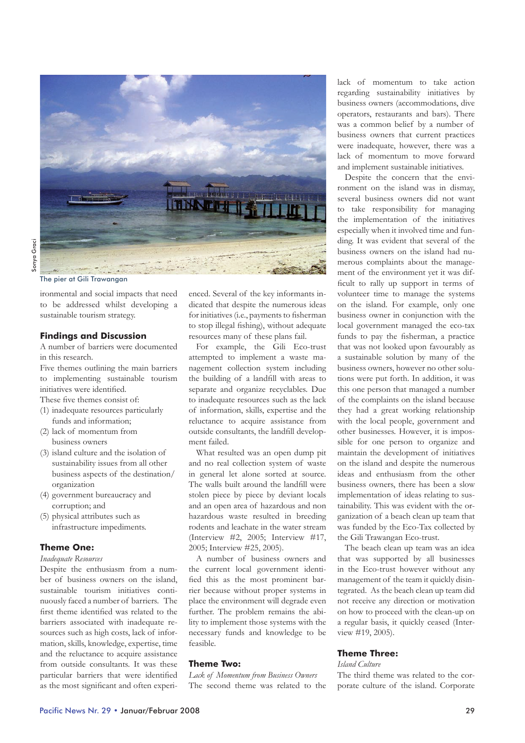The pier at Gili Trawangan

ironmental and social impacts that need to be addressed whilst developing a sustainable tourism strategy.

## Findings and Discussion

A number of barriers were documented in this research.

Five themes outlining the main barriers to implementing sustainable tourism initiatives were identified.

These five themes consist of:

(1) inadequate resources particularly funds and information;
(2) lack of momentum from business owners
(3) island culture and the isolation of sustainability issues from all other business aspects of the destination/organization
(4) government bureaucracy and corruption; and
(5) physical attributes such as infrastructure impediments.

### Theme One:

*Inadequate Resources*

Despite the enthusiasm from a number of business owners on the island, sustainable tourism initiatives continuously faced a number of barriers. The first theme identified was related to the barriers associated with inadequate resources such as high costs, lack of information, skills, knowledge, expertise, time and the reluctance to acquire assistance from outside consultants. It was these particular barriers that were identified as the most significant and often experienced. Several of the key informants indicated that despite the numerous ideas for initiatives (i.e., payments to fisherman to stop illegal fishing), without adequate resources many of these plans fail.

For example, the Gili Eco-trust attempted to implement a waste management collection system including the building of a landfill with areas to separate and organize recyclables. Due to inadequate resources such as the lack of information, skills, expertise and the reluctance to acquire assistance from outside consultants, the landfill development failed.

What resulted was an open dump pit and no real collection system of waste in general let alone sorted at source. The walls built around the landfill were stolen piece by piece by deviant locals and an open area of hazardous and non hazardous waste resulted in breeding rodents and leachate in the water stream (Interview #2, 2005; Interview #17, 2005; Interview #25, 2005).

A number of business owners and the current local government identified this as the most prominent barrier because without proper systems in place the environment will degrade even further. The problem remains the ability to implement those systems with the necessary funds and knowledge to be feasible.

### Theme Two:

*Lack of Momentum from Business Owners*

The second theme was related to the lack of momentum to take action regarding sustainability initiatives by business owners (accommodations, dive operators, restaurants and bars). There was a common belief by a number of business owners that current practices were inadequate, however, there was a lack of momentum to move forward and implement sustainable initiatives.

Despite the concern that the environment on the island was in dismay, several business owners did not want to take responsibility for managing the implementation of the initiatives especially when it involved time and funding. It was evident that several of the business owners on the island had numerous complaints about the management of the environment yet it was difficult to rally up support in terms of volunteer time to manage the systems on the island. For example, only one business owner in conjunction with the local government managed the eco-tax funds to pay the fisherman, a practice that was not looked upon favourably as a sustainable solution by many of the business owners, however no other solutions were put forth. In addition, it was this one person that managed a number of the complaints on the island because they had a great working relationship with the local people, government and other businesses. However, it is impossible for one person to organize and maintain the development of initiatives on the island and despite the numerous ideas and enthusiasm from the other business owners, there has been a slow implementation of ideas relating to sustainability. This was evident with the organization of a beach clean up team that was funded by the Eco-Tax collected by the Gili Trawangan Eco-trust.

The beach clean up team was an idea that was supported by all businesses in the Eco-trust however without any management of the team it quickly disintegrated. As the beach clean up team did not receive any direction or motivation on how to proceed with the clean-up on a regular basis, it quickly ceased (Interview #19, 2005).

### Theme Three:

*Island Culture*

The third theme was related to the corporate culture of the island. Corporate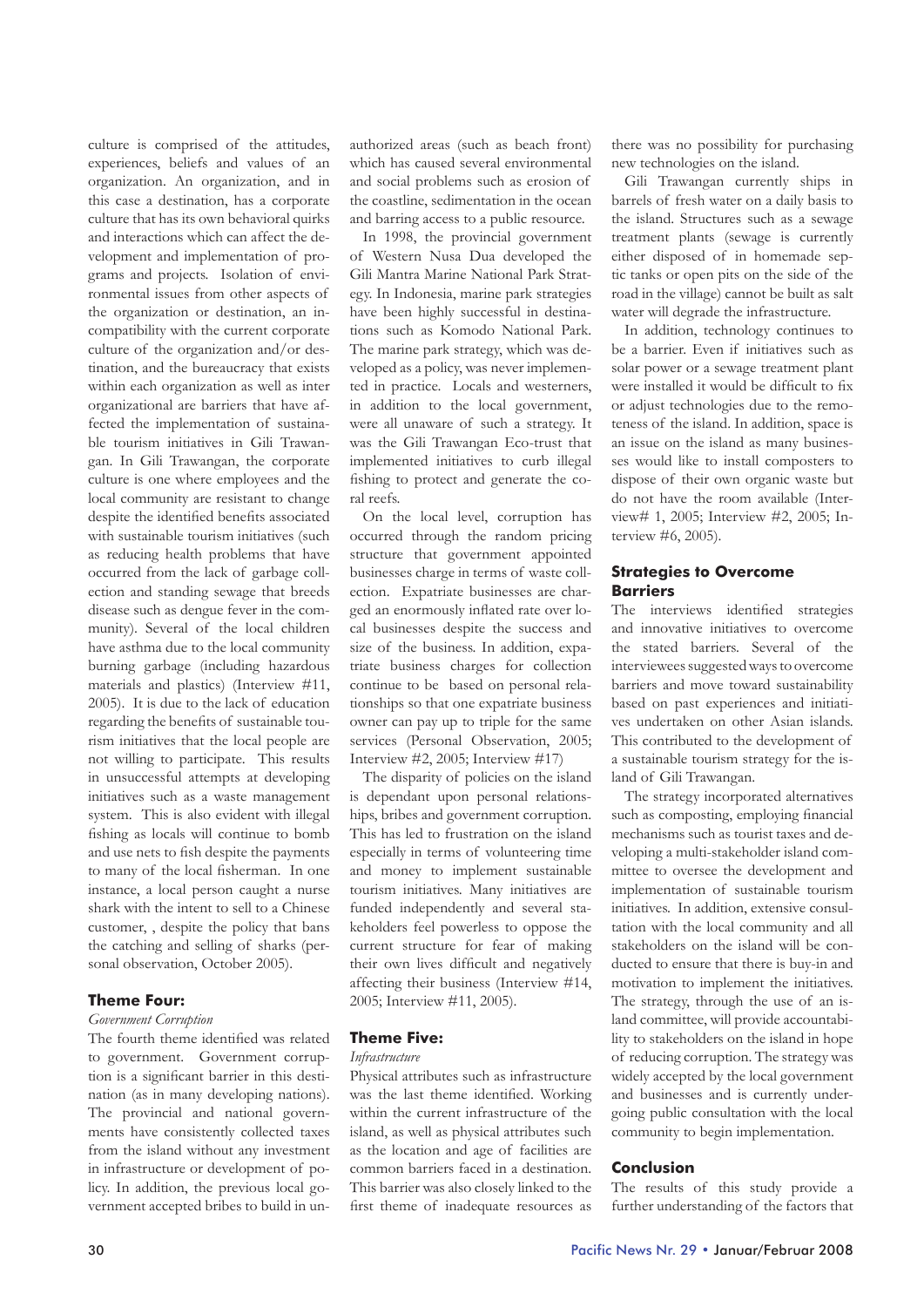culture is comprised of the attitudes, experiences, beliefs and values of an organization. An organization, and in this case a destination, has a corporate culture that has its own behavioral quirks and interactions which can affect the development and implementation of programs and projects. Isolation of environmental issues from other aspects of the organization or destination, an incompatibility with the current corporate culture of the organization and/or destination, and the bureaucracy that exists within each organization as well as inter organizational are barriers that have affected the implementation of sustainable tourism initiatives in Gili Trawangan. In Gili Trawangan, the corporate culture is one where employees and the local community are resistant to change despite the identified benefits associated with sustainable tourism initiatives (such as reducing health problems that have occurred from the lack of garbage collection and standing sewage that breeds disease such as dengue fever in the community). Several of the local children have asthma due to the local community burning garbage (including hazardous materials and plastics) (Interview #11, 2005). It is due to the lack of education regarding the benefits of sustainable tourism initiatives that the local people are not willing to participate. This results in unsuccessful attempts at developing initiatives such as a waste management system. This is also evident with illegal fishing as locals will continue to bomb and use nets to fish despite the payments to many of the local fisherman. In one instance, a local person caught a nurse shark with the intent to sell to a Chinese customer, , despite the policy that bans the catching and selling of sharks (personal observation, October 2005).

### Theme Four:

*Government Corruption*

The fourth theme identified was related to government. Government corruption is a significant barrier in this destination (as in many developing nations). The provincial and national governments have consistently collected taxes from the island without any investment in infrastructure or development of policy. In addition, the previous local government accepted bribes to build in unauthorized areas (such as beach front) which has caused several environmental and social problems such as erosion of the coastline, sedimentation in the ocean and barring access to a public resource.

In 1998, the provincial government of Western Nusa Dua developed the Gili Mantra Marine National Park Strategy. In Indonesia, marine park strategies have been highly successful in destinations such as Komodo National Park. The marine park strategy, which was developed as a policy, was never implemented in practice. Locals and westerners, in addition to the local government, were all unaware of such a strategy. It was the Gili Trawangan Eco-trust that implemented initiatives to curb illegal fishing to protect and generate the coral reefs.

On the local level, corruption has occurred through the random pricing structure that government appointed businesses charge in terms of waste collection. Expatriate businesses are charged an enormously inflated rate over local businesses despite the success and size of the business. In addition, expatriate business charges for collection continue to be based on personal relationships so that one expatriate business owner can pay up to triple for the same services (Personal Observation, 2005; Interview #2, 2005; Interview #17)

The disparity of policies on the island is dependant upon personal relationships, bribes and government corruption. This has led to frustration on the island especially in terms of volunteering time and money to implement sustainable tourism initiatives. Many initiatives are funded independently and several stakeholders feel powerless to oppose the current structure for fear of making their own lives difficult and negatively affecting their business (Interview #14, 2005; Interview #11, 2005).

### Theme Five:

*Infrastructure*

Physical attributes such as infrastructure was the last theme identified. Working within the current infrastructure of the island, as well as physical attributes such as the location and age of facilities are common barriers faced in a destination. This barrier was also closely linked to the first theme of inadequate resources as there was no possibility for purchasing new technologies on the island.

Gili Trawangan currently ships in barrels of fresh water on a daily basis to the island. Structures such as a sewage treatment plants (sewage is currently either disposed of in homemade septic tanks or open pits on the side of the road in the village) cannot be built as salt water will degrade the infrastructure.

In addition, technology continues to be a barrier. Even if initiatives such as solar power or a sewage treatment plant were installed it would be difficult to fix or adjust technologies due to the remoteness of the island. In addition, space is an issue on the island as many businesses would like to install composters to dispose of their own organic waste but do not have the room available (Interview# 1, 2005; Interview #2, 2005; Interview #6, 2005).

## Strategies to Overcome Barriers

The interviews identified strategies and innovative initiatives to overcome the stated barriers. Several of the interviewees suggested ways to overcome barriers and move toward sustainability based on past experiences and initiatives undertaken on other Asian islands. This contributed to the development of a sustainable tourism strategy for the island of Gili Trawangan.

The strategy incorporated alternatives such as composting, employing financial mechanisms such as tourist taxes and developing a multi-stakeholder island committee to oversee the development and implementation of sustainable tourism initiatives. In addition, extensive consultation with the local community and all stakeholders on the island will be conducted to ensure that there is buy-in and motivation to implement the initiatives. The strategy, through the use of an island committee, will provide accountability to stakeholders on the island in hope of reducing corruption. The strategy was widely accepted by the local government and businesses and is currently undergoing public consultation with the local community to begin implementation.

## Conclusion

The results of this study provide a further understanding of the factors that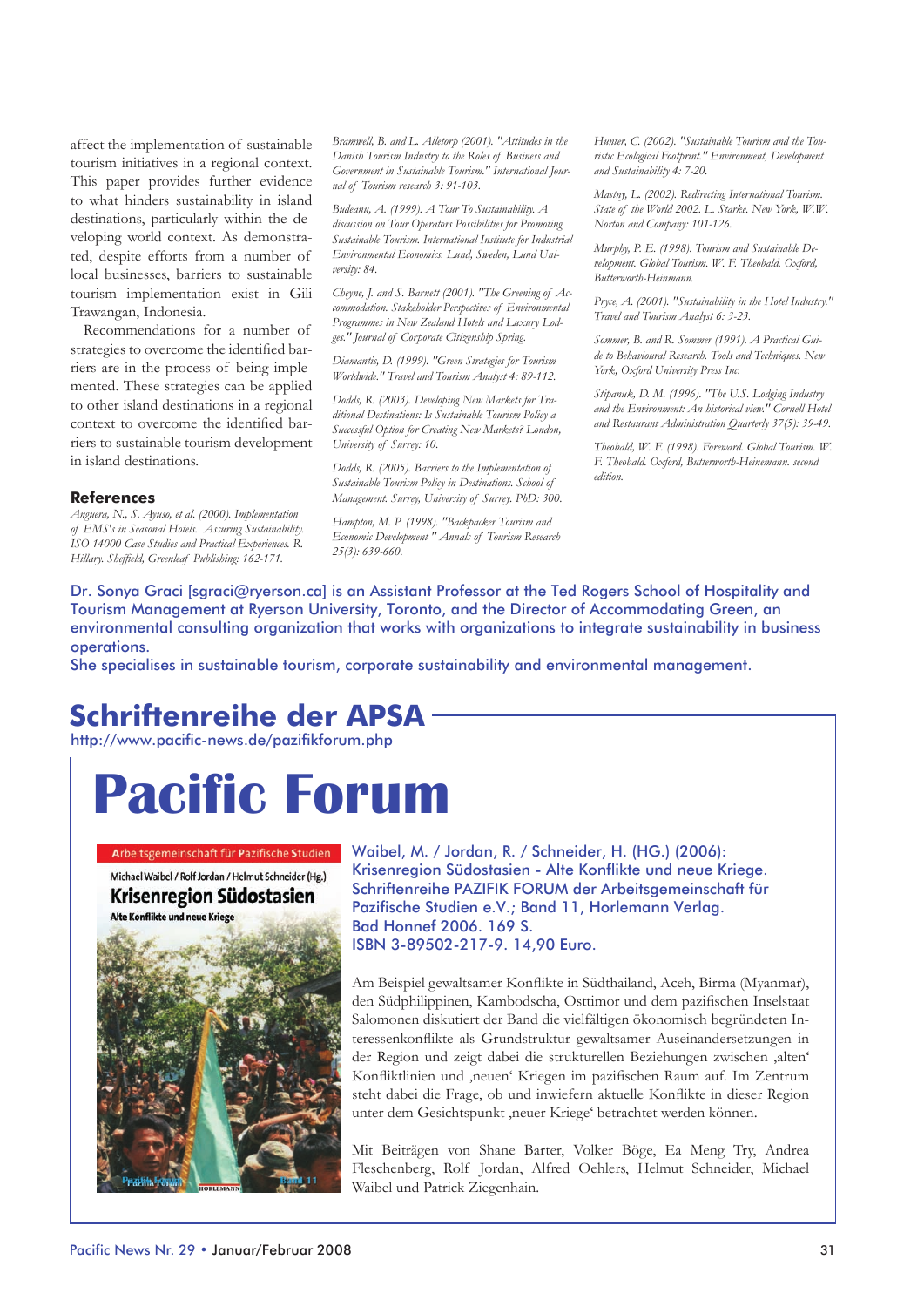affect the implementation of sustainable tourism initiatives in a regional context. This paper provides further evidence to what hinders sustainability in island destinations, particularly within the developing world context. As demonstrated, despite efforts from a number of local businesses, barriers to sustainable tourism implementation exist in Gili Trawangan, Indonesia.

Recommendations for a number of strategies to overcome the identified barriers are in the process of being implemented. These strategies can be applied to other island destinations in a regional context to overcome the identified barriers to sustainable tourism development in island destinations.

## References

*Anguera, N., S. Ayuso, et al. (2000). Implementation of EMS's in Seasonal Hotels. Assuring Sustainability. ISO 14000 Case Studies and Practical Experiences. R. Hillary. Sheffield, Greenleaf Publishing: 162-171.*

*Bramwell, B. and L. Alletorp (2001). "Attitudes in the Danish Tourism Industry to the Roles of Business and Government in Sustainable Tourism." International Journal of Tourism research 3: 91-103.*

*Budeanu, A. (1999). A Tour To Sustainability. A discussion on Tour Operators Possibilities for Promoting Sustainable Tourism. International Institute for Industrial Environmental Economics. Lund, Sweden, Lund University: 84.*

*Cheyne, J. and S. Barnett (2001). "The Greening of Accommodation. Stakeholder Perspectives of Environmental Programmes in New Zealand Hotels and Luxury Lodges." Journal of Corporate Citizenship Spring.*

*Diamantis, D. (1999). "Green Strategies for Tourism Worldwide." Travel and Tourism Analyst 4: 89-112.*

*Dodds, R. (2003). Developing New Markets for Traditional Destinations: Is Sustainable Tourism Policy a Successful Option for Creating New Markets? London, University of Surrey: 10.*

*Dodds, R. (2005). Barriers to the Implementation of Sustainable Tourism Policy in Destinations. School of Management. Surrey, University of Surrey. PhD: 300.*

*Hampton, M. P. (1998). "Backpacker Tourism and Economic Development " Annals of Tourism Research 25(3): 639-660.*

*Hunter, C. (2002). "Sustainable Tourism and the Touristic Ecological Footprint." Environment, Development and Sustainability 4: 7-20.*

*Mastny, L. (2002). Redirecting International Tourism. State of the World 2002. L. Starke. New York, W.W. Norton and Company: 101-126.*

*Murphy, P. E. (1998). Tourism and Sustainable Development. Global Tourism. W. F. Theobald. Oxford, Butterworth-Heinmann.*

*Pryce, A. (2001). "Sustainability in the Hotel Industry." Travel and Tourism Analyst 6: 3-23.*

*Sommer, B. and R. Sommer (1991). A Practical Guide to Behavioural Research. Tools and Techniques. New York, Oxford University Press Inc.*

*Stipanuk, D. M. (1996). "The U.S. Lodging Industry and the Environment: An historical view." Cornell Hotel and Restaurant Administration Quarterly 37(5): 39-49.*

*Theobald, W. F. (1998). Foreword. Global Tourism. W. F. Theobald. Oxford, Butterworth-Heinemann. second edition.*

Dr. Sonya Graci [sgraci@ryerson.ca] is an Assistant Professor at the Ted Rogers School of Hospitality and Tourism Management at Ryerson University, Toronto, and the Director of Accommodating Green, an environmental consulting organization that works with organizations to integrate sustainability in business operations.
She specialises in sustainable tourism, corporate sustainability and environmental management.

## Schriftenreihe der APSA

http://www.pacific-news.de/pazifikforum.php

# Pacific Forum

Waibel, M. / Jordan, R. / Schneider, H. (HG.) (2006): Krisenregion Südostasien - Alte Konflikte und neue Kriege. Schriftenreihe PAZIFIK FORUM der Arbeitsgemeinschaft für Pazifische Studien e.V.; Band 11, Horlemann Verlag. Bad Honnef 2006. 169 S.
ISBN 3-89502-217-9. 14,90 Euro.

Am Beispiel gewaltsamer Konflikte in Südthailand, Aceh, Birma (Myanmar), den Südphilippinen, Kambodscha, Osttimor und dem pazifischen Inselstaat Salomonen diskutiert der Band die vielfältigen ökonomisch begründeten Interessenkonflikte als Grundstruktur gewaltsamer Auseinandersetzungen in der Region und zeigt dabei die strukturellen Beziehungen zwischen ‚alten' Konfliktlinien und ‚neuen' Kriegen im pazifischen Raum auf. Im Zentrum steht dabei die Frage, ob und inwiefern aktuelle Konflikte in dieser Region unter dem Gesichtspunkt ‚neuer Kriege' betrachtet werden können.

Mit Beiträgen von Shane Barter, Volker Böge, Ea Meng Try, Andrea Fleschenberg, Rolf Jordan, Alfred Oehlers, Helmut Schneider, Michael Waibel und Patrick Ziegenhain.